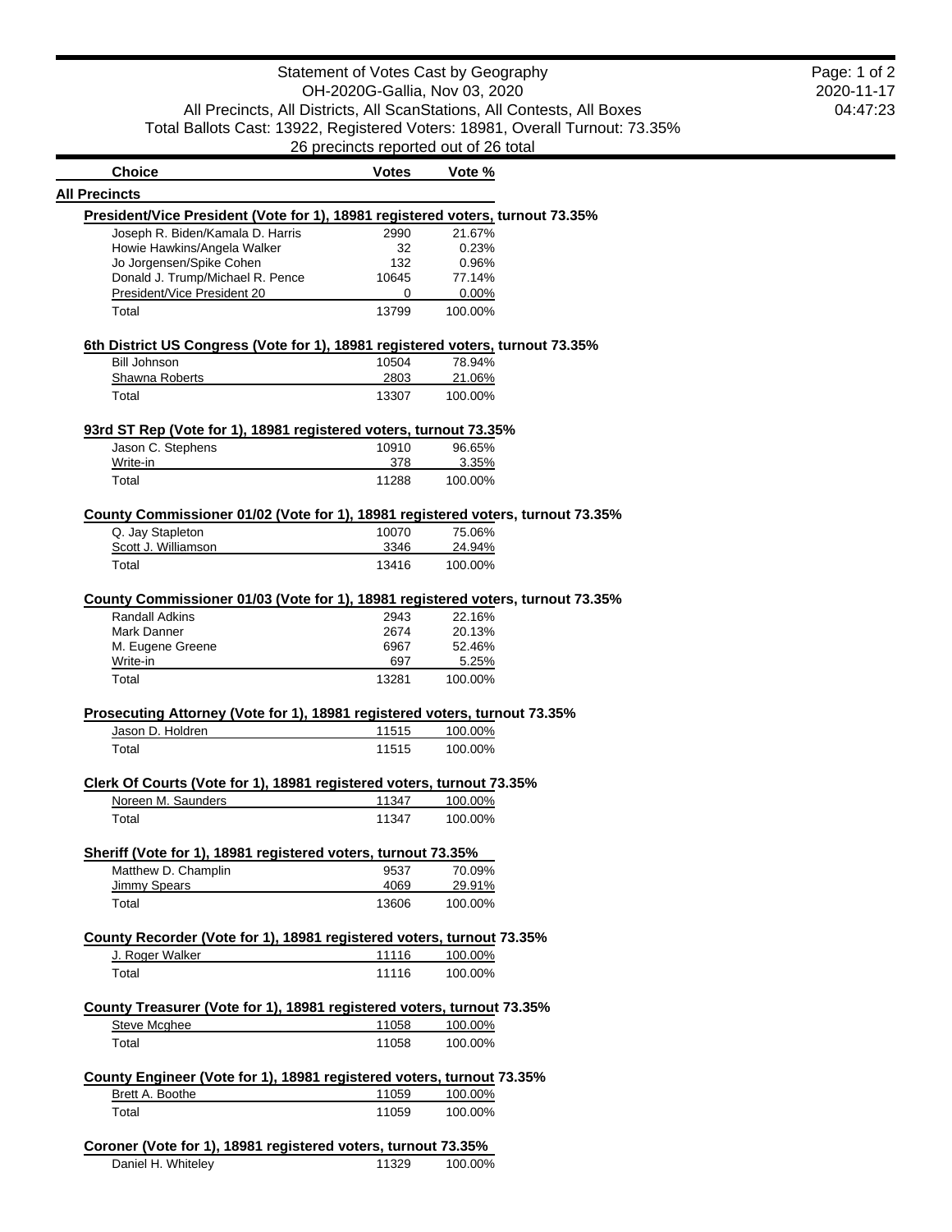# Statement of Votes Cast by Geography

OH-2020G-Gallia, Nov 03, 2020

All Precincts, All Districts, All ScanStations, All Contests, All Boxes

Total Ballots Cast: 13922, Registered Voters: 18981, Overall Turnout: 73.35%

26 precincts reported out of 26 total

2020-11-17 04:47:23

## All Precincts

### President/Vice President (Vote for 1), 18981 registered voters, turnout 73.35%

| Choice | Votes | Vote % |
|---|---|---|
| Joseph R. Biden/Kamala D. Harris | 2990 | 21.67% |
| Howie Hawkins/Angela Walker | 32 | 0.23% |
| Jo Jorgensen/Spike Cohen | 132 | 0.96% |
| Donald J. Trump/Michael R. Pence | 10645 | 77.14% |
| President/Vice President 20 | 0 | 0.00% |
| Total | 13799 | 100.00% |

### 6th District US Congress (Vote for 1), 18981 registered voters, turnout 73.35%

| Choice | Votes | Vote % |
|---|---|---|
| Bill Johnson | 10504 | 78.94% |
| Shawna Roberts | 2803 | 21.06% |
| Total | 13307 | 100.00% |

### 93rd ST Rep (Vote for 1), 18981 registered voters, turnout 73.35%

| Choice | Votes | Vote % |
|---|---|---|
| Jason C. Stephens | 10910 | 96.65% |
| Write-in | 378 | 3.35% |
| Total | 11288 | 100.00% |

### County Commissioner 01/02 (Vote for 1), 18981 registered voters, turnout 73.35%

| Choice | Votes | Vote % |
|---|---|---|
| Q. Jay Stapleton | 10070 | 75.06% |
| Scott J. Williamson | 3346 | 24.94% |
| Total | 13416 | 100.00% |

### County Commissioner 01/03 (Vote for 1), 18981 registered voters, turnout 73.35%

| Choice | Votes | Vote % |
|---|---|---|
| Randall Adkins | 2943 | 22.16% |
| Mark Danner | 2674 | 20.13% |
| M. Eugene Greene | 6967 | 52.46% |
| Write-in | 697 | 5.25% |
| Total | 13281 | 100.00% |

### Prosecuting Attorney (Vote for 1), 18981 registered voters, turnout 73.35%

| Choice | Votes | Vote % |
|---|---|---|
| Jason D. Holdren | 11515 | 100.00% |
| Total | 11515 | 100.00% |

### Clerk Of Courts (Vote for 1), 18981 registered voters, turnout 73.35%

| Choice | Votes | Vote % |
|---|---|---|
| Noreen M. Saunders | 11347 | 100.00% |
| Total | 11347 | 100.00% |

### Sheriff (Vote for 1), 18981 registered voters, turnout 73.35%

| Choice | Votes | Vote % |
|---|---|---|
| Matthew D. Champlin | 9537 | 70.09% |
| Jimmy Spears | 4069 | 29.91% |
| Total | 13606 | 100.00% |

### County Recorder (Vote for 1), 18981 registered voters, turnout 73.35%

| Choice | Votes | Vote % |
|---|---|---|
| J. Roger Walker | 11116 | 100.00% |
| Total | 11116 | 100.00% |

### County Treasurer (Vote for 1), 18981 registered voters, turnout 73.35%

| Choice | Votes | Vote % |
|---|---|---|
| Steve Mcghee | 11058 | 100.00% |
| Total | 11058 | 100.00% |

### County Engineer (Vote for 1), 18981 registered voters, turnout 73.35%

| Choice | Votes | Vote % |
|---|---|---|
| Brett A. Boothe | 11059 | 100.00% |
| Total | 11059 | 100.00% |

### Coroner (Vote for 1), 18981 registered voters, turnout 73.35%

| Choice | Votes | Vote % |
|---|---|---|
| Daniel H. Whiteley | 11329 | 100.00% |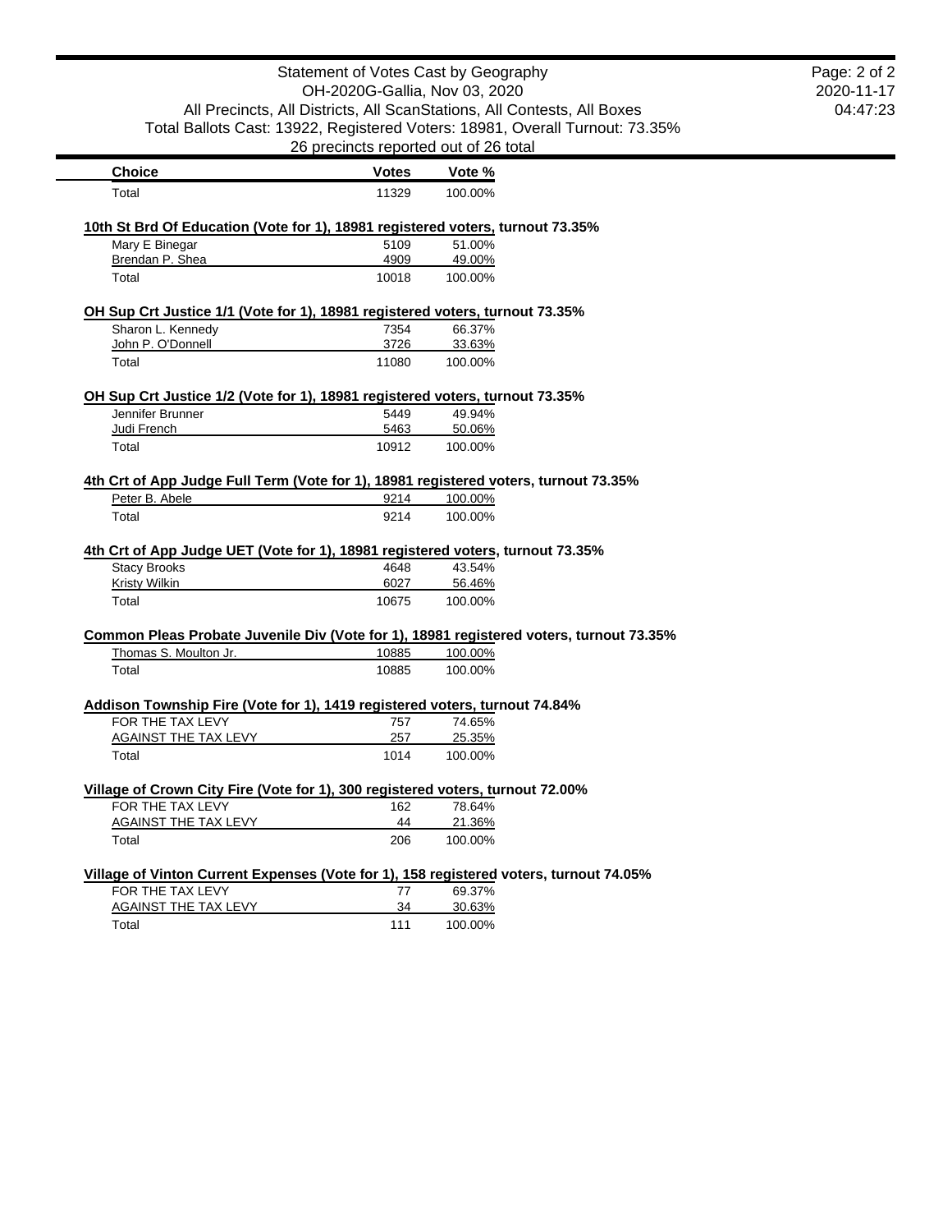Statement of Votes Cast by Geography
OH-2020G-Gallia, Nov 03, 2020
All Precincts, All Districts, All ScanStations, All Contests, All Boxes
Total Ballots Cast: 13922, Registered Voters: 18981, Overall Turnout: 73.35%
26 precincts reported out of 26 total

| Choice | Votes | Vote % |
|---|---|---|
| Total | 11329 | 100.00% |

**10th St Brd Of Education (Vote for 1), 18981 registered voters, turnout 73.35%**

| Choice | Votes | Vote % |
|---|---|---|
| Mary E Binegar | 5109 | 51.00% |
| Brendan P. Shea | 4909 | 49.00% |
| Total | 10018 | 100.00% |

**OH Sup Crt Justice 1/1 (Vote for 1), 18981 registered voters, turnout 73.35%**

| Choice | Votes | Vote % |
|---|---|---|
| Sharon L. Kennedy | 7354 | 66.37% |
| John P. O'Donnell | 3726 | 33.63% |
| Total | 11080 | 100.00% |

**OH Sup Crt Justice 1/2 (Vote for 1), 18981 registered voters, turnout 73.35%**

| Choice | Votes | Vote % |
|---|---|---|
| Jennifer Brunner | 5449 | 49.94% |
| Judi French | 5463 | 50.06% |
| Total | 10912 | 100.00% |

**4th Crt of App Judge Full Term (Vote for 1), 18981 registered voters, turnout 73.35%**

| Choice | Votes | Vote % |
|---|---|---|
| Peter B. Abele | 9214 | 100.00% |
| Total | 9214 | 100.00% |

**4th Crt of App Judge UET (Vote for 1), 18981 registered voters, turnout 73.35%**

| Choice | Votes | Vote % |
|---|---|---|
| Stacy Brooks | 4648 | 43.54% |
| Kristy Wilkin | 6027 | 56.46% |
| Total | 10675 | 100.00% |

**Common Pleas Probate Juvenile Div (Vote for 1), 18981 registered voters, turnout 73.35%**

| Choice | Votes | Vote % |
|---|---|---|
| Thomas S. Moulton Jr. | 10885 | 100.00% |
| Total | 10885 | 100.00% |

**Addison Township Fire (Vote for 1), 1419 registered voters, turnout 74.84%**

| Choice | Votes | Vote % |
|---|---|---|
| FOR THE TAX LEVY | 757 | 74.65% |
| AGAINST THE TAX LEVY | 257 | 25.35% |
| Total | 1014 | 100.00% |

**Village of Crown City Fire (Vote for 1), 300 registered voters, turnout 72.00%**

| Choice | Votes | Vote % |
|---|---|---|
| FOR THE TAX LEVY | 162 | 78.64% |
| AGAINST THE TAX LEVY | 44 | 21.36% |
| Total | 206 | 100.00% |

**Village of Vinton Current Expenses (Vote for 1), 158 registered voters, turnout 74.05%**

| Choice | Votes | Vote % |
|---|---|---|
| FOR THE TAX LEVY | 77 | 69.37% |
| AGAINST THE TAX LEVY | 34 | 30.63% |
| Total | 111 | 100.00% |